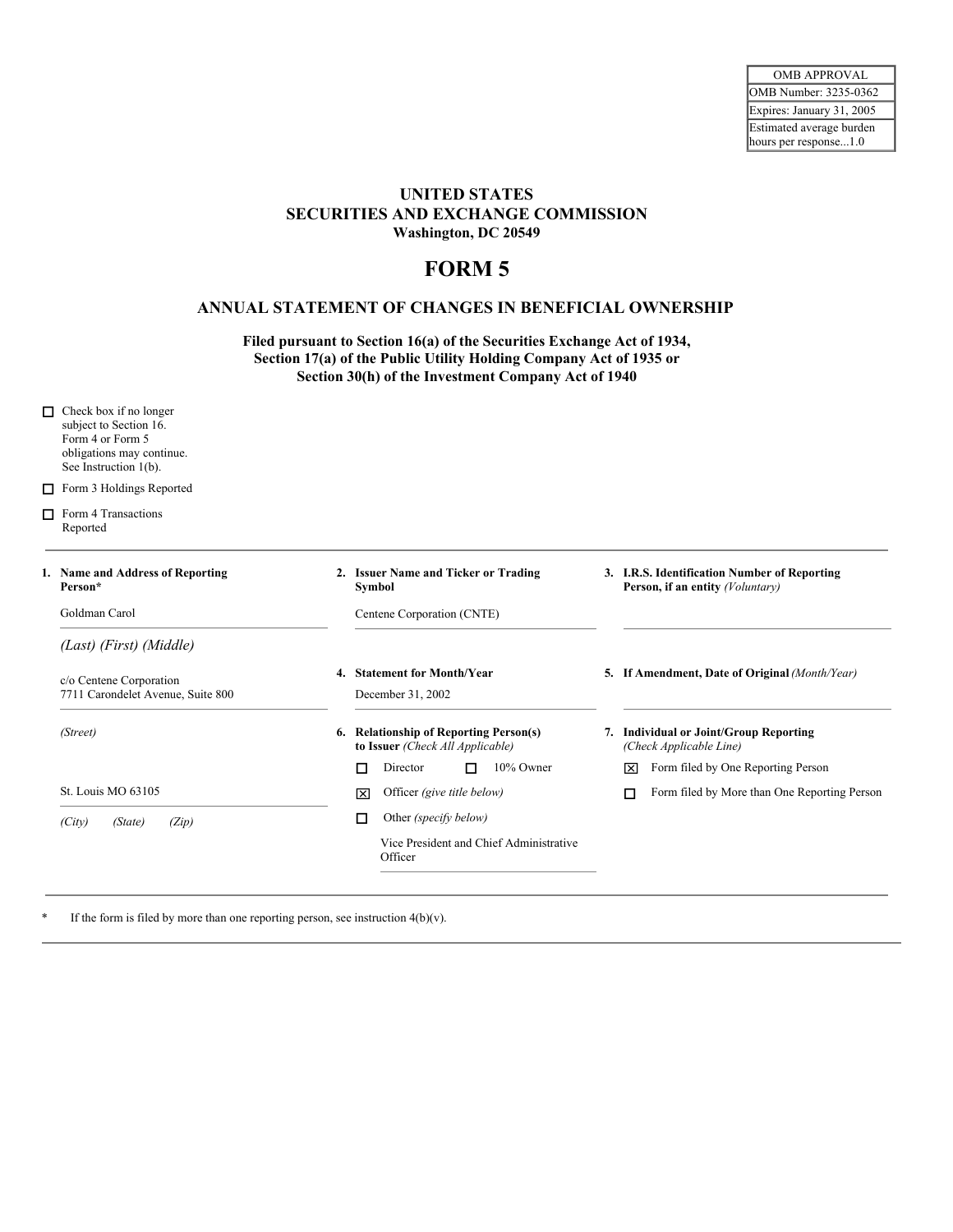| OMB APPROVAL |
|---|
| OMB Number: 3235-0362 |
| Expires: January 31, 2005 |
| Estimated average burden hours per response...1.0 |

**UNITED STATES**
**SECURITIES AND EXCHANGE COMMISSION**
**Washington, DC 20549**

# FORM 5

## ANNUAL STATEMENT OF CHANGES IN BENEFICIAL OWNERSHIP

**Filed pursuant to Section 16(a) of the Securities Exchange Act of 1934, Section 17(a) of the Public Utility Holding Company Act of 1935 or Section 30(h) of the Investment Company Act of 1940**

☐ Check box if no longer subject to Section 16. Form 4 or Form 5 obligations may continue. See Instruction 1(b).

☐ Form 3 Holdings Reported

☐ Form 4 Transactions Reported

---

**1. Name and Address of Reporting Person***

Goldman Carol

*(Last) (First) (Middle)*

c/o Centene Corporation
7711 Carondelet Avenue, Suite 800

*(Street)*

St. Louis MO 63105

*(City) (State) (Zip)*

**2. Issuer Name and Ticker or Trading Symbol**

Centene Corporation (CNTE)

**3. I.R.S. Identification Number of Reporting Person, if an entity** *(Voluntary)*

**4. Statement for Month/Year**

December 31, 2002

**5. If Amendment, Date of Original** *(Month/Year)*

**6. Relationship of Reporting Person(s) to Issuer** *(Check All Applicable)*

☐ Director ☐ 10% Owner

☒ Officer *(give title below)*

☐ Other *(specify below)*

Vice President and Chief Administrative Officer

**7. Individual or Joint/Group Reporting** *(Check Applicable Line)*

☒ Form filed by One Reporting Person

☐ Form filed by More than One Reporting Person

---

\* If the form is filed by more than one reporting person, see instruction 4(b)(v).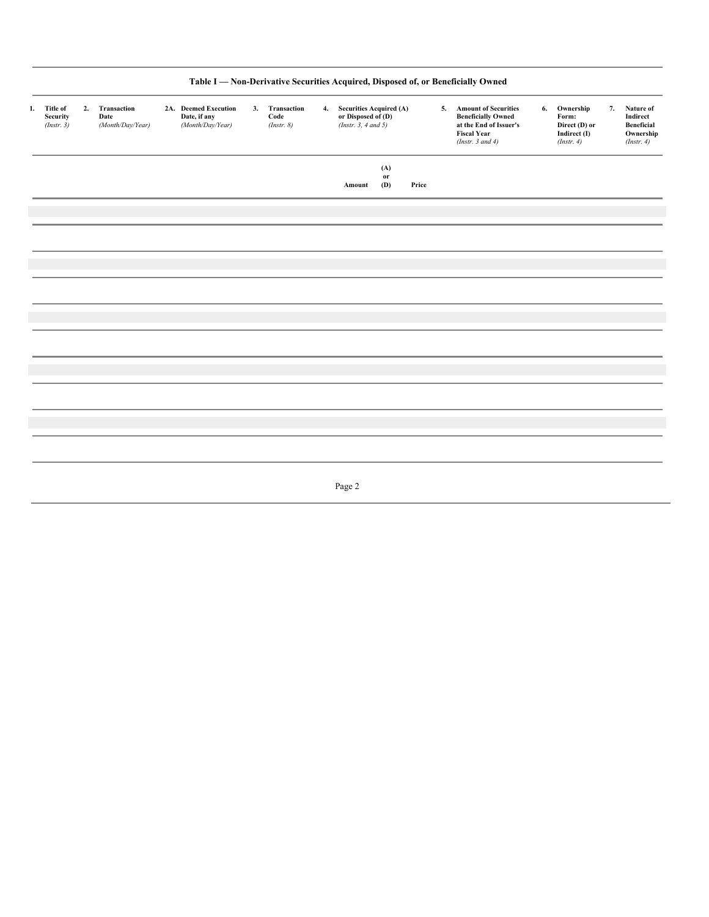## Table I — Non-Derivative Securities Acquired, Disposed of, or Beneficially Owned

| 1. Title of Security *(Instr. 3)* | 2. Transaction Date *(Month/Day/Year)* | 2A. Deemed Execution Date, if any *(Month/Day/Year)* | 3. Transaction Code *(Instr. 8)* | 4. Securities Acquired (A) or Disposed of (D) *(Instr. 3, 4 and 5)* | | | 5. Amount of Securities Beneficially Owned at the End of Issuer's Fiscal Year *(Instr. 3 and 4)* | 6. Ownership Form: Direct (D) or Indirect (I) *(Instr. 4)* | 7. Nature of Indirect Beneficial Ownership *(Instr. 4)* |
|---|---|---|---|---|---|---|---|---|---|
| | | | | Amount | (A) or (D) | Price | | | |
| | | | | | | | | | |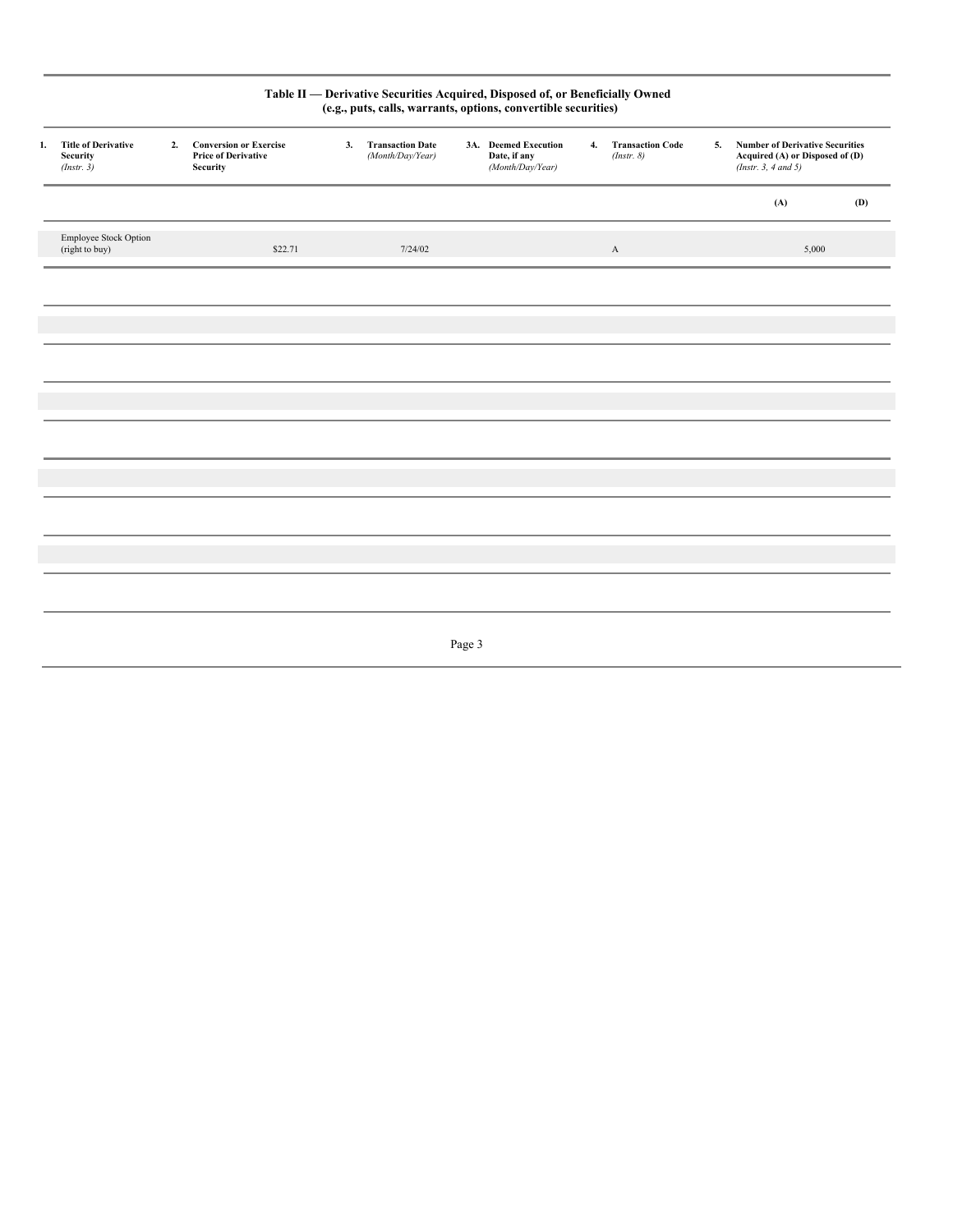## Table II — Derivative Securities Acquired, Disposed of, or Beneficially Owned
### (e.g., puts, calls, warrants, options, convertible securities)

| 1. Title of Derivative Security *(Instr. 3)* | 2. Conversion or Exercise Price of Derivative Security | 3. Transaction Date *(Month/Day/Year)* | 3A. Deemed Execution Date, if any *(Month/Day/Year)* | 4. Transaction Code *(Instr. 8)* | 5. Number of Derivative Securities Acquired (A) or Disposed of (D) *(Instr. 3, 4 and 5)* | |
|---|---|---|---|---|---|---|
| | | | | | **(A)** | **(D)** |
| Employee Stock Option (right to buy) | $22.71 | 7/24/02 | | A | 5,000 | |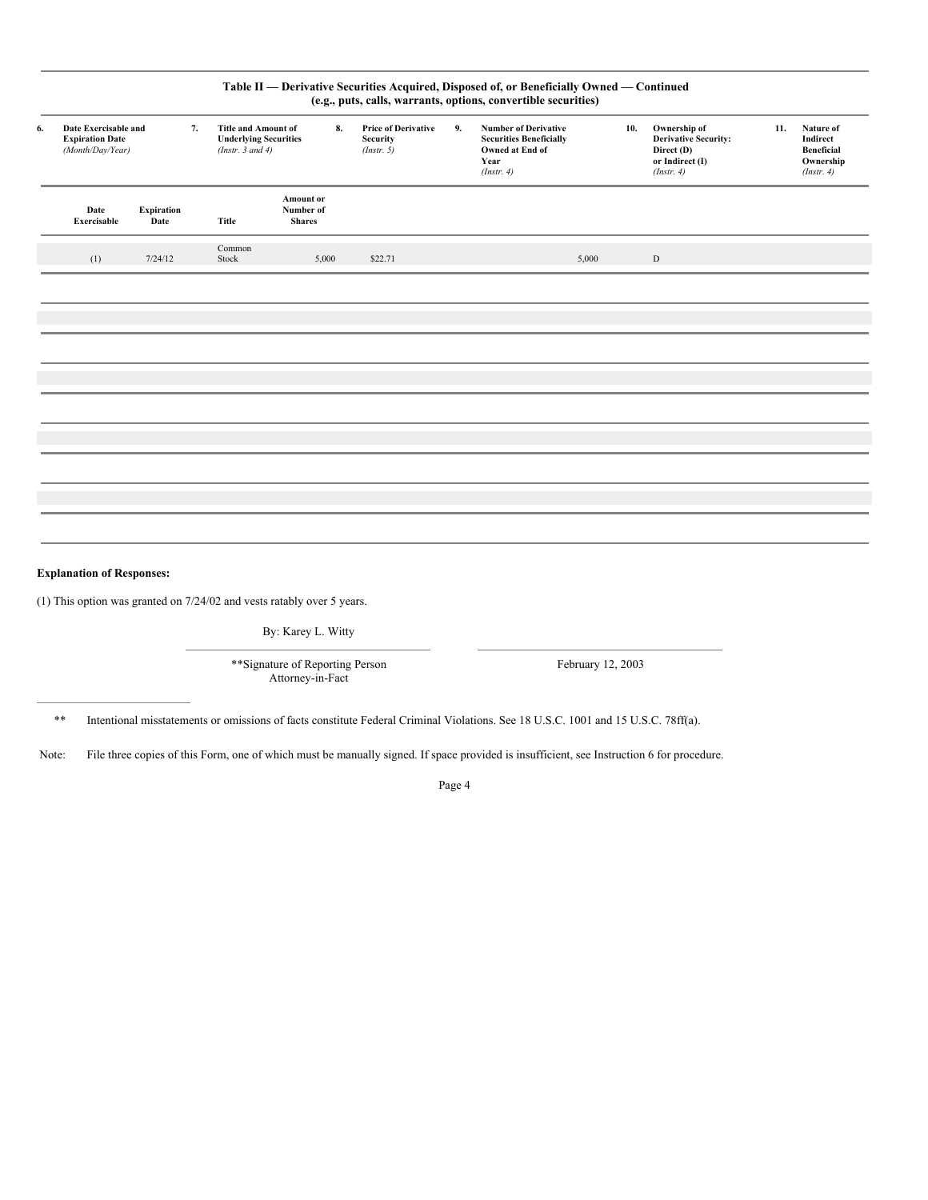## Table II — Derivative Securities Acquired, Disposed of, or Beneficially Owned — Continued
(e.g., puts, calls, warrants, options, convertible securities)

| 6. Date Exercisable and Expiration Date (Month/Day/Year) | | 7. Title and Amount of Underlying Securities (Instr. 3 and 4) | | 8. Price of Derivative Security (Instr. 5) | 9. Number of Derivative Securities Beneficially Owned at End of Year (Instr. 4) | 10. Ownership of Derivative Security: Direct (D) or Indirect (I) (Instr. 4) | 11. Nature of Indirect Beneficial Ownership (Instr. 4) |
|---|---|---|---|---|---|---|---|
| Date Exercisable | Expiration Date | Title | Amount or Number of Shares | | | | |
| (1) | 7/24/12 | Common Stock | 5,000 | $22.71 | 5,000 | D | |

**Explanation of Responses:**

(1) This option was granted on 7/24/02 and vests ratably over 5 years.

By: Karey L. Witty

**Signature of Reporting Person
Attorney-in-Fact

February 12, 2003

** Intentional misstatements or omissions of facts constitute Federal Criminal Violations. See 18 U.S.C. 1001 and 15 U.S.C. 78ff(a).

Note: File three copies of this Form, one of which must be manually signed. If space provided is insufficient, see Instruction 6 for procedure.